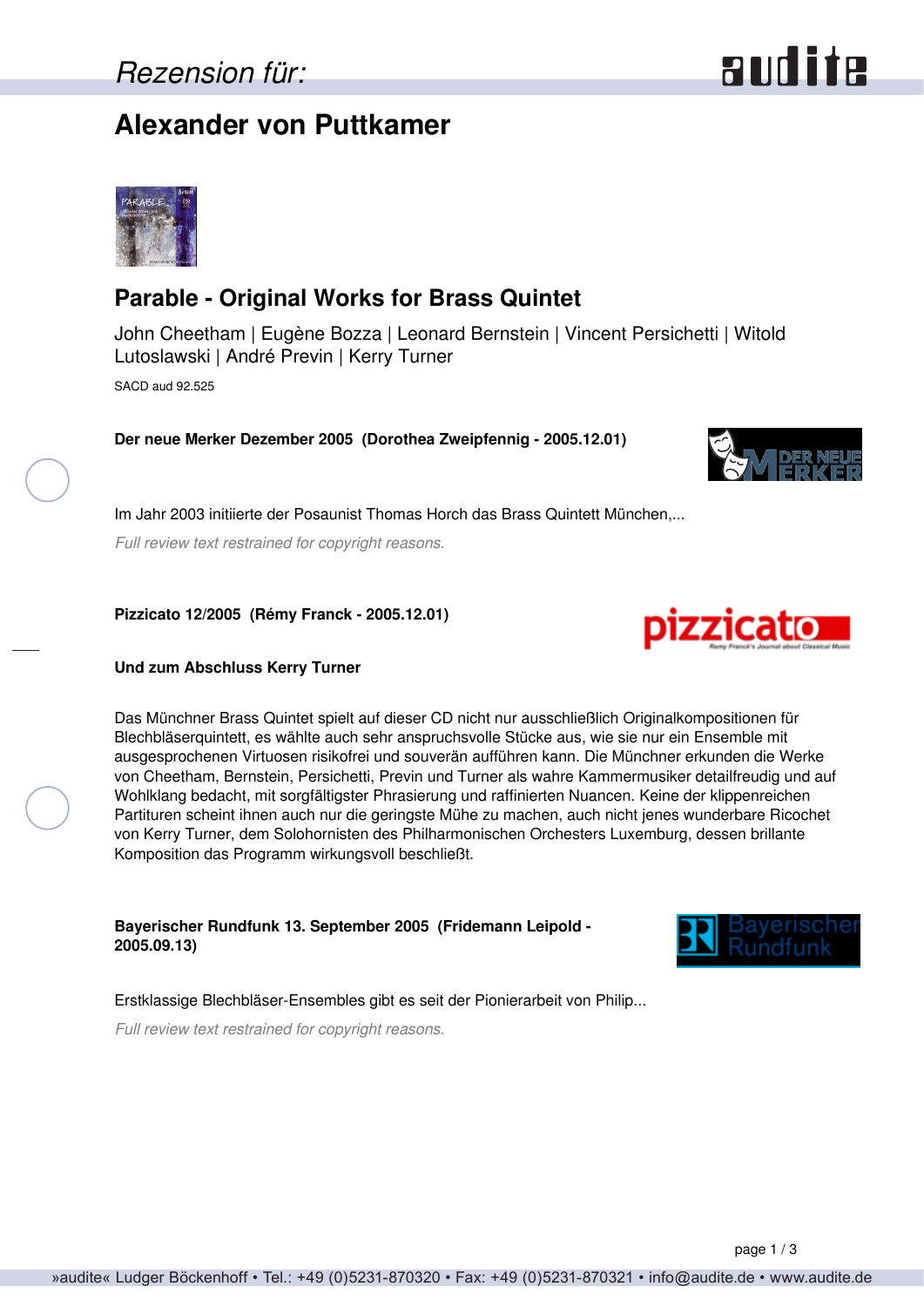Rezension für:

# Alexander von Puttkamer

## Parable - Original Works for Brass Quintet

John Cheetham | Eugène Bozza | Leonard Bernstein | Vincent Persichetti | Witold Lutoslawski | André Previn | Kerry Turner

SACD aud 92.525

**Der neue Merker Dezember 2005 (Dorothea Zweipfennig - 2005.12.01)**

Im Jahr 2003 initiierte der Posaunist Thomas Horch das Brass Quintett München,...

*Full review text restrained for copyright reasons.*

**Pizzicato 12/2005 (Rémy Franck - 2005.12.01)**

**Und zum Abschluss Kerry Turner**

Das Münchner Brass Quintet spielt auf dieser CD nicht nur ausschließlich Originalkompositionen für Blechbläserquintett, es wählte auch sehr anspruchsvolle Stücke aus, wie sie nur ein Ensemble mit ausgesprochenen Virtuosen risikofrei und souverän aufführen kann. Die Münchner erkunden die Werke von Cheetham, Bernstein, Persichetti, Previn und Turner als wahre Kammermusiker detailfreudig und auf Wohlklang bedacht, mit sorgfältigster Phrasierung und raffinierten Nuancen. Keine der klippenreichen Partituren scheint ihnen auch nur die geringste Mühe zu machen, auch nicht jenes wunderbare Ricochet von Kerry Turner, dem Solohornisten des Philharmonischen Orchesters Luxemburg, dessen brillante Komposition das Programm wirkungsvoll beschließt.

**Bayerischer Rundfunk 13. September 2005 (Fridemann Leipold - 2005.09.13)**

Erstklassige Blechbläser-Ensembles gibt es seit der Pionierarbeit von Philip...

*Full review text restrained for copyright reasons.*

»audite« Ludger Böckenhoff • Tel.: +49 (0)5231-870320 • Fax: +49 (0)5231-870321 • info@audite.de • www.audite.de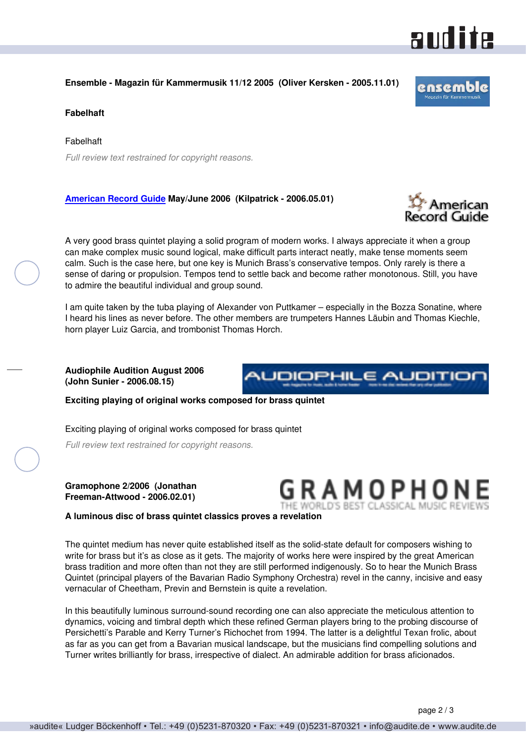**Ensemble - Magazin für Kammermusik 11/12 2005  (Oliver Kersken - 2005.11.01)**

**Fabelhaft**

Fabelhaft

*Full review text restrained for copyright reasons.*

**American Record Guide May/June 2006  (Kilpatrick - 2006.05.01)**

A very good brass quintet playing a solid program of modern works. I always appreciate it when a group can make complex music sound logical, make difficult parts interact neatly, make tense moments seem calm. Such is the case here, but one key is Munich Brass's conservative tempos. Only rarely is there a sense of daring or propulsion. Tempos tend to settle back and become rather monotonous. Still, you have to admire the beautiful individual and group sound.

I am quite taken by the tuba playing of Alexander von Puttkamer – especially in the Bozza Sonatine, where I heard his lines as never before. The other members are trumpeters Hannes Läubin and Thomas Kiechle, horn player Luiz Garcia, and trombonist Thomas Horch.

**Audiophile Audition August 2006 (John Sunier - 2006.08.15)**

**Exciting playing of original works composed for brass quintet**

Exciting playing of original works composed for brass quintet

*Full review text restrained for copyright reasons.*

**Gramophone 2/2006  (Jonathan Freeman-Attwood - 2006.02.01)**

**A luminous disc of brass quintet classics proves a revelation**

The quintet medium has never quite established itself as the solid-state default for composers wishing to write for brass but it's as close as it gets. The majority of works here were inspired by the great American brass tradition and more often than not they are still performed indigenously. So to hear the Munich Brass Quintet (principal players of the Bavarian Radio Symphony Orchestra) revel in the canny, incisive and easy vernacular of Cheetham, Previn and Bernstein is quite a revelation.

In this beautifully luminous surround-sound recording one can also appreciate the meticulous attention to dynamics, voicing and timbral depth which these refined German players bring to the probing discourse of Persichetti's Parable and Kerry Turner's Richochet from 1994. The latter is a delightful Texan frolic, about as far as you can get from a Bavarian musical landscape, but the musicians find compelling solutions and Turner writes brilliantly for brass, irrespective of dialect. An admirable addition for brass aficionados.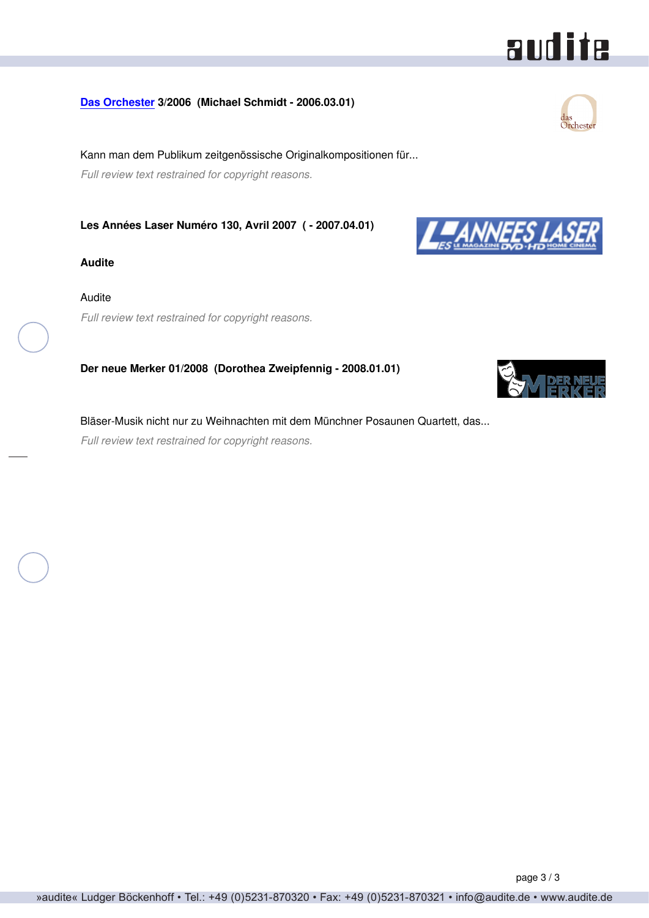**Das Orchester 3/2006  (Michael Schmidt - 2006.03.01)**

Kann man dem Publikum zeitgenössische Originalkompositionen für...

*Full review text restrained for copyright reasons.*

**Les Années Laser Numéro 130, Avril 2007  ( - 2007.04.01)**

**Audite**

Audite

*Full review text restrained for copyright reasons.*

**Der neue Merker 01/2008  (Dorothea Zweipfennig - 2008.01.01)**

Bläser-Musik nicht nur zu Weihnachten mit dem Münchner Posaunen Quartett, das...

*Full review text restrained for copyright reasons.*